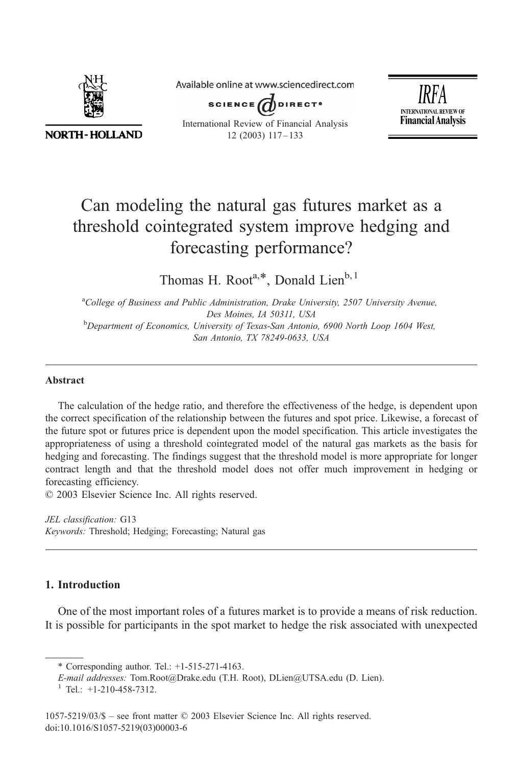# Can modeling the natural gas futures market as a threshold cointegrated system improve hedging and forecasting performance?

Thomas H. Root[a,*], Donald Lien[b,1]

[a]College of Business and Public Administration, Drake University, 2507 University Avenue, Des Moines, IA 50311, USA

[b]Department of Economics, University of Texas-San Antonio, 6900 North Loop 1604 West, San Antonio, TX 78249-0633, USA

## Abstract

The calculation of the hedge ratio, and therefore the effectiveness of the hedge, is dependent upon the correct specification of the relationship between the futures and spot price. Likewise, a forecast of the future spot or futures price is dependent upon the model specification. This article investigates the appropriateness of using a threshold cointegrated model of the natural gas markets as the basis for hedging and forecasting. The findings suggest that the threshold model is more appropriate for longer contract length and that the threshold model does not offer much improvement in hedging or forecasting efficiency.

© 2003 Elsevier Science Inc. All rights reserved.

*JEL classification:* G13

*Keywords:* Threshold; Hedging; Forecasting; Natural gas

## 1. Introduction

One of the most important roles of a futures market is to provide a means of risk reduction. It is possible for participants in the spot market to hedge the risk associated with unexpected

\* Corresponding author. Tel.: +1-515-271-4163.

*E-mail addresses:* Tom.Root@Drake.edu (T.H. Root), DLien@UTSA.edu (D. Lien).

[1] Tel.: +1-210-458-7312.

1057-5219/03/$ – see front matter © 2003 Elsevier Science Inc. All rights reserved.
doi:10.1016/S1057-5219(03)00003-6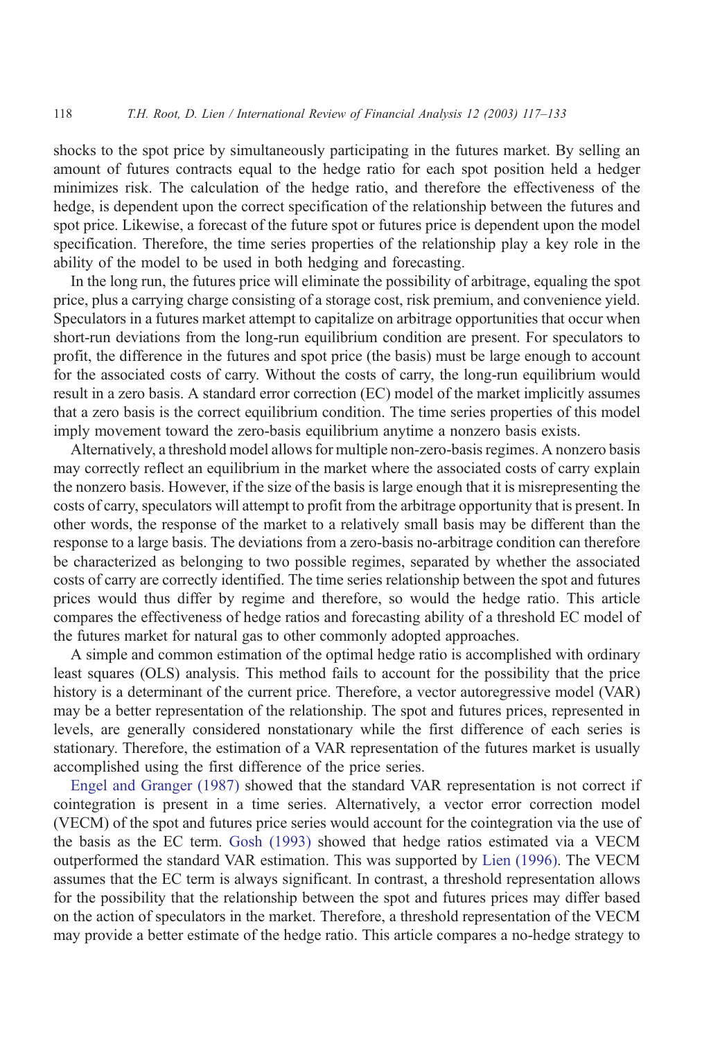shocks to the spot price by simultaneously participating in the futures market. By selling an amount of futures contracts equal to the hedge ratio for each spot position held a hedger minimizes risk. The calculation of the hedge ratio, and therefore the effectiveness of the hedge, is dependent upon the correct specification of the relationship between the futures and spot price. Likewise, a forecast of the future spot or futures price is dependent upon the model specification. Therefore, the time series properties of the relationship play a key role in the ability of the model to be used in both hedging and forecasting.

In the long run, the futures price will eliminate the possibility of arbitrage, equaling the spot price, plus a carrying charge consisting of a storage cost, risk premium, and convenience yield. Speculators in a futures market attempt to capitalize on arbitrage opportunities that occur when short-run deviations from the long-run equilibrium condition are present. For speculators to profit, the difference in the futures and spot price (the basis) must be large enough to account for the associated costs of carry. Without the costs of carry, the long-run equilibrium would result in a zero basis. A standard error correction (EC) model of the market implicitly assumes that a zero basis is the correct equilibrium condition. The time series properties of this model imply movement toward the zero-basis equilibrium anytime a nonzero basis exists.

Alternatively, a threshold model allows for multiple non-zero-basis regimes. A nonzero basis may correctly reflect an equilibrium in the market where the associated costs of carry explain the nonzero basis. However, if the size of the basis is large enough that it is misrepresenting the costs of carry, speculators will attempt to profit from the arbitrage opportunity that is present. In other words, the response of the market to a relatively small basis may be different than the response to a large basis. The deviations from a zero-basis no-arbitrage condition can therefore be characterized as belonging to two possible regimes, separated by whether the associated costs of carry are correctly identified. The time series relationship between the spot and futures prices would thus differ by regime and therefore, so would the hedge ratio. This article compares the effectiveness of hedge ratios and forecasting ability of a threshold EC model of the futures market for natural gas to other commonly adopted approaches.

A simple and common estimation of the optimal hedge ratio is accomplished with ordinary least squares (OLS) analysis. This method fails to account for the possibility that the price history is a determinant of the current price. Therefore, a vector autoregressive model (VAR) may be a better representation of the relationship. The spot and futures prices, represented in levels, are generally considered nonstationary while the first difference of each series is stationary. Therefore, the estimation of a VAR representation of the futures market is usually accomplished using the first difference of the price series.

Engel and Granger (1987) showed that the standard VAR representation is not correct if cointegration is present in a time series. Alternatively, a vector error correction model (VECM) of the spot and futures price series would account for the cointegration via the use of the basis as the EC term. Gosh (1993) showed that hedge ratios estimated via a VECM outperformed the standard VAR estimation. This was supported by Lien (1996). The VECM assumes that the EC term is always significant. In contrast, a threshold representation allows for the possibility that the relationship between the spot and futures prices may differ based on the action of speculators in the market. Therefore, a threshold representation of the VECM may provide a better estimate of the hedge ratio. This article compares a no-hedge strategy to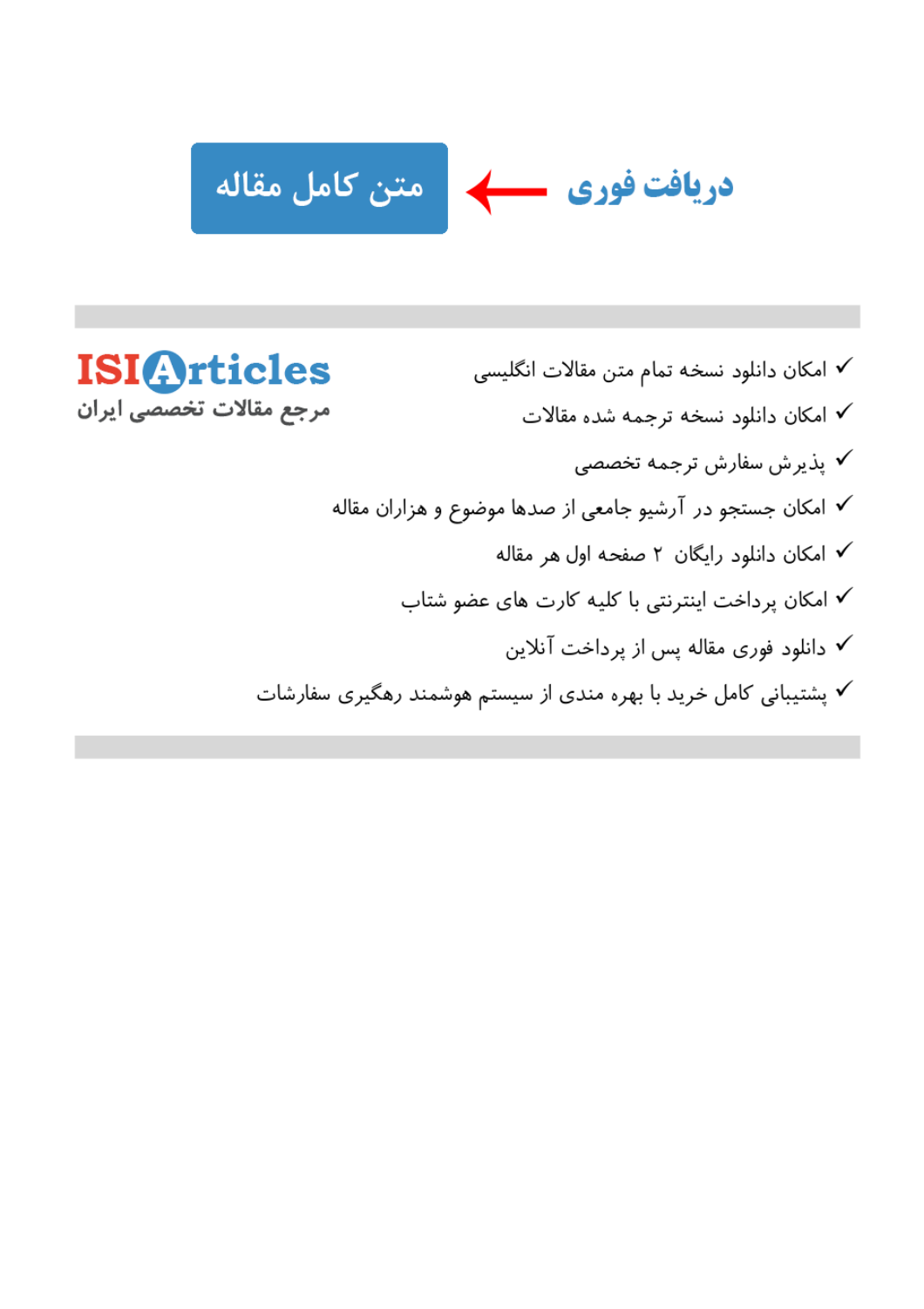**دریافت فوری** ← **متن کامل مقاله**

---

**ISIArticles**
مرجع مقالات تخصصی ایران

- ✓ امکان دانلود نسخه تمام متن مقالات انگلیسی
- ✓ امکان دانلود نسخه ترجمه شده مقالات
- ✓ پذیرش سفارش ترجمه تخصصی
- ✓ امکان جستجو در آرشیو جامعی از صدها موضوع و هزاران مقاله
- ✓ امکان دانلود رایگان ۲ صفحه اول هر مقاله
- ✓ امکان پرداخت اینترنتی با کلیه کارت های عضو شتاب
- ✓ دانلود فوری مقاله پس از پرداخت آنلاین
- ✓ پشتیبانی کامل خرید با بهره مندی از سیستم هوشمند رهگیری سفارشات

---